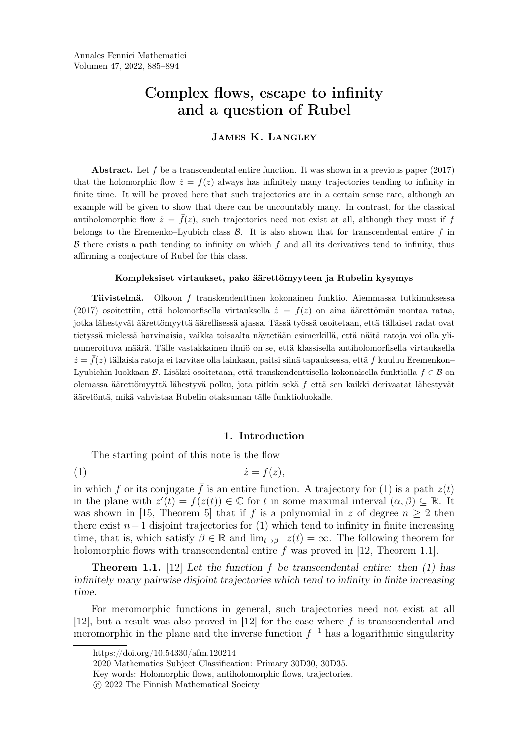# Complex flows, escape to infinity and a question of Rubel

**James K. Langley**

**Abstract.** Let $f$ be a transcendental entire function. It was shown in a previous paper (2017) that the holomorphic flow $\dot{z} = f(z)$ always has infinitely many trajectories tending to infinity in finite time. It will be proved here that such trajectories are in a certain sense rare, although an example will be given to show that there can be uncountably many. In contrast, for the classical antiholomorphic flow $\dot{z} = \bar{f}(z)$, such trajectories need not exist at all, although they must if $f$ belongs to the Eremenko–Lyubich class $\mathcal{B}$. It is also shown that for transcendental entire $f$ in $\mathcal{B}$ there exists a path tending to infinity on which $f$ and all its derivatives tend to infinity, thus affirming a conjecture of Rubel for this class.

#### Kompleksiset virtaukset, pako äärettömyyteen ja Rubelin kysymys

**Tiivistelmä.** Olkoon $f$ transkendenttinen kokonainen funktio. Aiemmassa tutkimuksessa (2017) osoitettiin, että holomorfisella virtauksella $\dot{z} = f(z)$ on aina äärettömän montaa rataa, jotka lähestyvät äärettömyyttä äärellisessä ajassa. Tässä työssä osoitetaan, että tällaiset radat ovat tietyssä mielessä harvinaisia, vaikka toisaalta näytetään esimerkillä, että näitä ratoja voi olla ylinumeroituva määrä. Tälle vastakkainen ilmiö on se, että klassisella antiholomorfisella virtauksella $\dot{z} = \bar{f}(z)$ tällaisia ratoja ei tarvitse olla lainkaan, paitsi siinä tapauksessa, että $f$ kuuluu Eremenkon–Lyubichin luokkaan $\mathcal{B}$. Lisäksi osoitetaan, että transkendenttisella kokonaisella funktiolla $f \in \mathcal{B}$ on olemassa äärettömyyttä lähestyvä polku, jota pitkin sekä $f$ että sen kaikki derivaatat lähestyvät ääretöntä, mikä vahvistaa Rubelin otaksuman tälle funktioluokalle.

## 1. Introduction

The starting point of this note is the flow

$$\dot{z} = f(z), \tag{1}$$

in which $f$ or its conjugate $\bar{f}$ is an entire function. A trajectory for (1) is a path $z(t)$ in the plane with $z'(t) = f(z(t)) \in \mathbb{C}$ for $t$ in some maximal interval $(\alpha, \beta) \subseteq \mathbb{R}$. It was shown in [15, Theorem 5] that if $f$ is a polynomial in $z$ of degree $n \geq 2$ then there exist $n-1$ disjoint trajectories for (1) which tend to infinity in finite increasing time, that is, which satisfy $\beta \in \mathbb{R}$ and $\lim_{t \to \beta-} z(t) = \infty$. The following theorem for holomorphic flows with transcendental entire $f$ was proved in [12, Theorem 1.1].

**Theorem 1.1.** [12] *Let the function $f$ be transcendental entire: then (1) has infinitely many pairwise disjoint trajectories which tend to infinity in finite increasing time.*

For meromorphic functions in general, such trajectories need not exist at all [12], but a result was also proved in [12] for the case where $f$ is transcendental and meromorphic in the plane and the inverse function $f^{-1}$ has a logarithmic singularity

---

https://doi.org/10.54330/afm.120214

2020 Mathematics Subject Classification: Primary 30D30, 30D35.

Key words: Holomorphic flows, antiholomorphic flows, trajectories.

© 2022 The Finnish Mathematical Society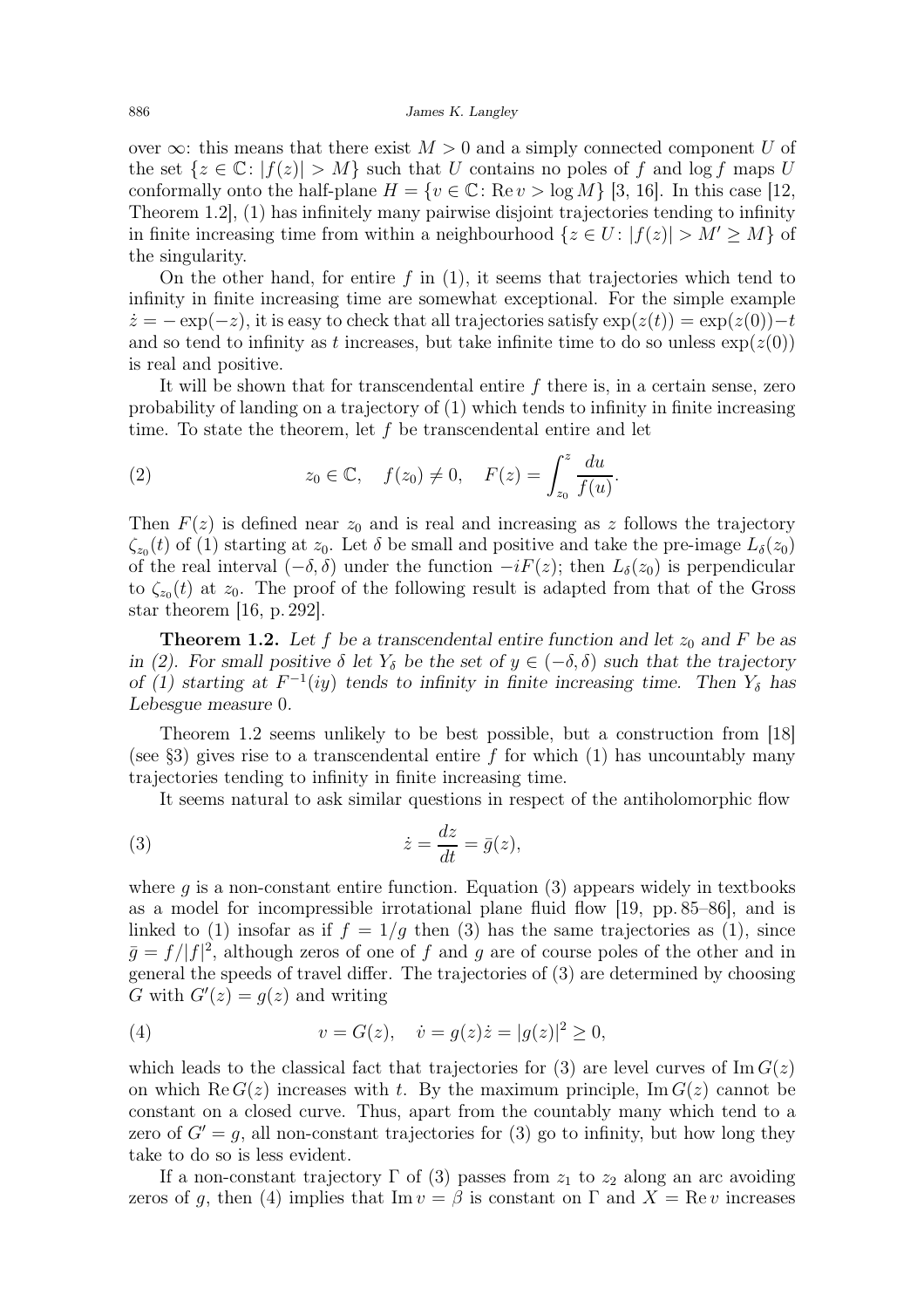over $\infty$: this means that there exist $M > 0$ and a simply connected component $U$ of the set $\{z \in \mathbb{C} \colon |f(z)| > M\}$ such that $U$ contains no poles of $f$ and $\log f$ maps $U$ conformally onto the half-plane $H = \{v \in \mathbb{C} \colon \operatorname{Re} v > \log M\}$ [3, 16]. In this case [12, Theorem 1.2], (1) has infinitely many pairwise disjoint trajectories tending to infinity in finite increasing time from within a neighbourhood $\{z \in U \colon |f(z)| > M' \geq M\}$ of the singularity.

On the other hand, for entire $f$ in (1), it seems that trajectories which tend to infinity in finite increasing time are somewhat exceptional. For the simple example $\dot{z} = -\exp(-z)$, it is easy to check that all trajectories satisfy $\exp(z(t)) = \exp(z(0)) - t$ and so tend to infinity as $t$ increases, but take infinite time to do so unless $\exp(z(0))$ is real and positive.

It will be shown that for transcendental entire $f$ there is, in a certain sense, zero probability of landing on a trajectory of (1) which tends to infinity in finite increasing time. To state the theorem, let $f$ be transcendental entire and let

$$z_0 \in \mathbb{C}, \quad f(z_0) \neq 0, \quad F(z) = \int_{z_0}^{z} \frac{du}{f(u)}. \tag{2}$$

Then $F(z)$ is defined near $z_0$ and is real and increasing as $z$ follows the trajectory $\zeta_{z_0}(t)$ of (1) starting at $z_0$. Let $\delta$ be small and positive and take the pre-image $L_\delta(z_0)$ of the real interval $(-\delta, \delta)$ under the function $-iF(z)$; then $L_\delta(z_0)$ is perpendicular to $\zeta_{z_0}(t)$ at $z_0$. The proof of the following result is adapted from that of the Gross star theorem [16, p. 292].

**Theorem 1.2.** *Let $f$ be a transcendental entire function and let $z_0$ and $F$ be as in (2). For small positive $\delta$ let $Y_\delta$ be the set of $y \in (-\delta, \delta)$ such that the trajectory of (1) starting at $F^{-1}(iy)$ tends to infinity in finite increasing time. Then $Y_\delta$ has Lebesgue measure 0.*

Theorem 1.2 seems unlikely to be best possible, but a construction from [18] (see §3) gives rise to a transcendental entire $f$ for which (1) has uncountably many trajectories tending to infinity in finite increasing time.

It seems natural to ask similar questions in respect of the antiholomorphic flow

$$\dot{z} = \frac{dz}{dt} = \bar{g}(z), \tag{3}$$

where $g$ is a non-constant entire function. Equation (3) appears widely in textbooks as a model for incompressible irrotational plane fluid flow [19, pp. 85–86], and is linked to (1) insofar as if $f = 1/g$ then (3) has the same trajectories as (1), since $\bar{g} = f/|f|^2$, although zeros of one of $f$ and $g$ are of course poles of the other and in general the speeds of travel differ. The trajectories of (3) are determined by choosing $G$ with $G'(z) = g(z)$ and writing

$$v = G(z), \quad \dot{v} = g(z)\dot{z} = |g(z)|^2 \geq 0, \tag{4}$$

which leads to the classical fact that trajectories for (3) are level curves of $\operatorname{Im} G(z)$ on which $\operatorname{Re} G(z)$ increases with $t$. By the maximum principle, $\operatorname{Im} G(z)$ cannot be constant on a closed curve. Thus, apart from the countably many which tend to a zero of $G' = g$, all non-constant trajectories for (3) go to infinity, but how long they take to do so is less evident.

If a non-constant trajectory $\Gamma$ of (3) passes from $z_1$ to $z_2$ along an arc avoiding zeros of $g$, then (4) implies that $\operatorname{Im} v = \beta$ is constant on $\Gamma$ and $X = \operatorname{Re} v$ increases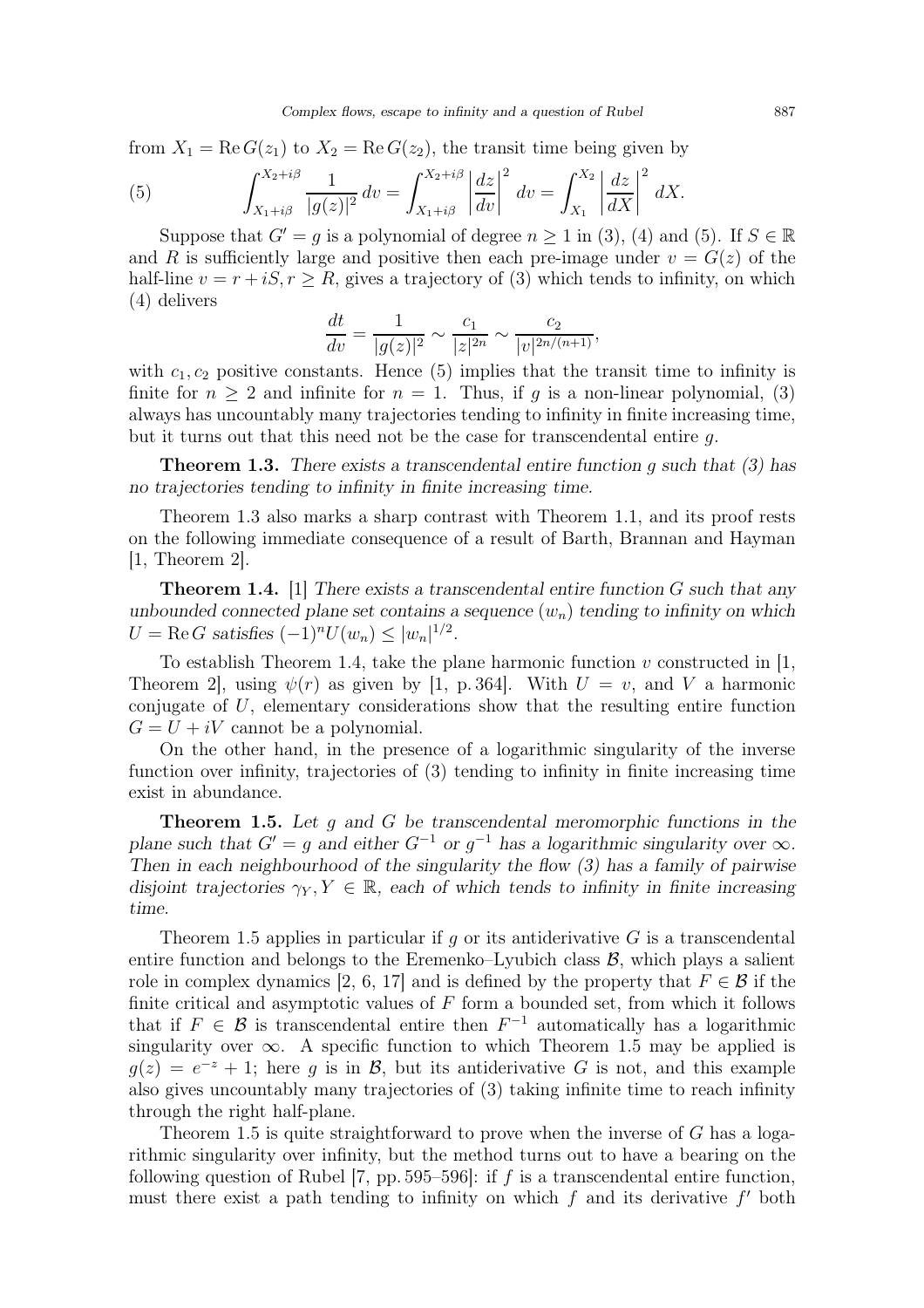from $X_1 = \operatorname{Re} G(z_1)$ to $X_2 = \operatorname{Re} G(z_2)$, the transit time being given by

$$(5) \qquad \int_{X_1+i\beta}^{X_2+i\beta} \frac{1}{|g(z)|^2}\, dv = \int_{X_1+i\beta}^{X_2+i\beta} \left|\frac{dz}{dv}\right|^2 dv = \int_{X_1}^{X_2} \left|\frac{dz}{dX}\right|^2 dX.$$

Suppose that $G' = g$ is a polynomial of degree $n \geq 1$ in (3), (4) and (5). If $S \in \mathbb{R}$ and $R$ is sufficiently large and positive then each pre-image under $v = G(z)$ of the half-line $v = r + iS, r \geq R$, gives a trajectory of (3) which tends to infinity, on which (4) delivers

$$\frac{dt}{dv} = \frac{1}{|g(z)|^2} \sim \frac{c_1}{|z|^{2n}} \sim \frac{c_2}{|v|^{2n/(n+1)}},$$

with $c_1, c_2$ positive constants. Hence (5) implies that the transit time to infinity is finite for $n \geq 2$ and infinite for $n = 1$. Thus, if $g$ is a non-linear polynomial, (3) always has uncountably many trajectories tending to infinity in finite increasing time, but it turns out that this need not be the case for transcendental entire $g$.

**Theorem 1.3.** *There exists a transcendental entire function $g$ such that (3) has no trajectories tending to infinity in finite increasing time.*

Theorem 1.3 also marks a sharp contrast with Theorem 1.1, and its proof rests on the following immediate consequence of a result of Barth, Brannan and Hayman [1, Theorem 2].

**Theorem 1.4.** [1] *There exists a transcendental entire function $G$ such that any unbounded connected plane set contains a sequence $(w_n)$ tending to infinity on which $U = \operatorname{Re} G$ satisfies $(-1)^n U(w_n) \leq |w_n|^{1/2}$.*

To establish Theorem 1.4, take the plane harmonic function $v$ constructed in [1, Theorem 2], using $\psi(r)$ as given by [1, p. 364]. With $U = v$, and $V$ a harmonic conjugate of $U$, elementary considerations show that the resulting entire function $G = U + iV$ cannot be a polynomial.

On the other hand, in the presence of a logarithmic singularity of the inverse function over infinity, trajectories of (3) tending to infinity in finite increasing time exist in abundance.

**Theorem 1.5.** *Let $g$ and $G$ be transcendental meromorphic functions in the plane such that $G' = g$ and either $G^{-1}$ or $g^{-1}$ has a logarithmic singularity over $\infty$. Then in each neighbourhood of the singularity the flow (3) has a family of pairwise disjoint trajectories $\gamma_Y, Y \in \mathbb{R}$, each of which tends to infinity in finite increasing time.*

Theorem 1.5 applies in particular if $g$ or its antiderivative $G$ is a transcendental entire function and belongs to the Eremenko–Lyubich class $\mathcal{B}$, which plays a salient role in complex dynamics [2, 6, 17] and is defined by the property that $F \in \mathcal{B}$ if the finite critical and asymptotic values of $F$ form a bounded set, from which it follows that if $F \in \mathcal{B}$ is transcendental entire then $F^{-1}$ automatically has a logarithmic singularity over $\infty$. A specific function to which Theorem 1.5 may be applied is $g(z) = e^{-z} + 1$; here $g$ is in $\mathcal{B}$, but its antiderivative $G$ is not, and this example also gives uncountably many trajectories of (3) taking infinite time to reach infinity through the right half-plane.

Theorem 1.5 is quite straightforward to prove when the inverse of $G$ has a logarithmic singularity over infinity, but the method turns out to have a bearing on the following question of Rubel [7, pp. 595–596]: if $f$ is a transcendental entire function, must there exist a path tending to infinity on which $f$ and its derivative $f'$ both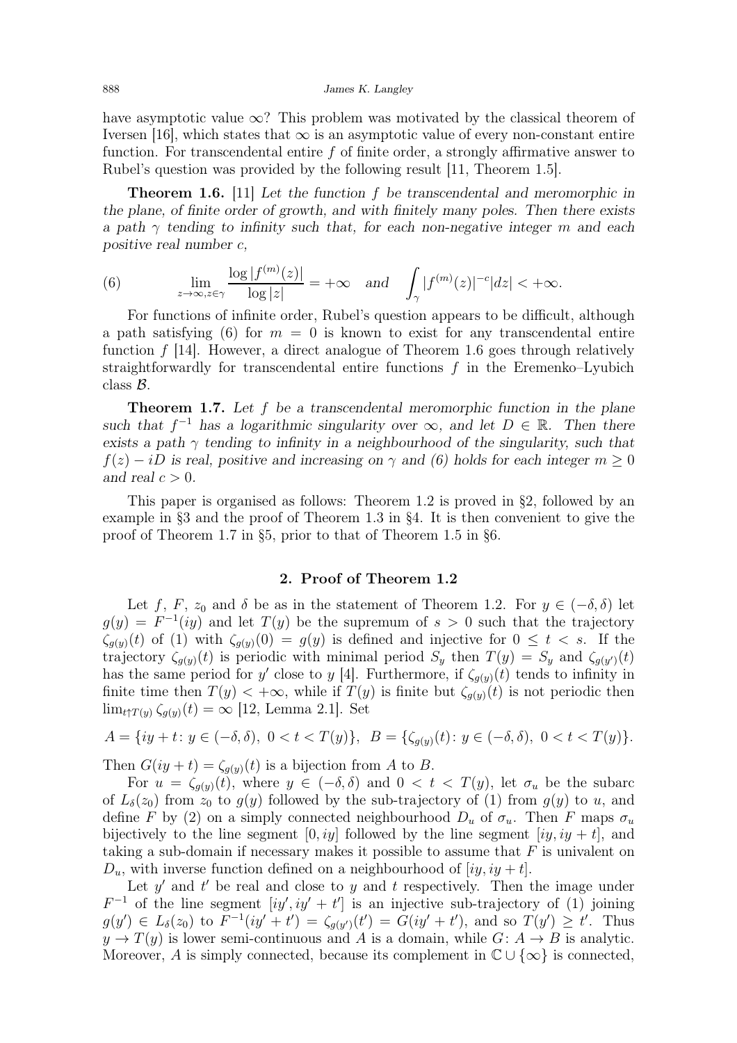have asymptotic value $\infty$? This problem was motivated by the classical theorem of Iversen [16], which states that $\infty$ is an asymptotic value of every non-constant entire function. For transcendental entire $f$ of finite order, a strongly affirmative answer to Rubel's question was provided by the following result [11, Theorem 1.5].

**Theorem 1.6.** [11] *Let the function $f$ be transcendental and meromorphic in the plane, of finite order of growth, and with finitely many poles. Then there exists a path $\gamma$ tending to infinity such that, for each non-negative integer $m$ and each positive real number $c$,*

$$\lim_{z\to\infty, z\in\gamma} \frac{\log |f^{(m)}(z)|}{\log |z|} = +\infty \quad \text{and} \quad \int_\gamma |f^{(m)}(z)|^{-c} |dz| < +\infty. \tag{6}$$

For functions of infinite order, Rubel's question appears to be difficult, although a path satisfying (6) for $m = 0$ is known to exist for any transcendental entire function $f$ [14]. However, a direct analogue of Theorem 1.6 goes through relatively straightforwardly for transcendental entire functions $f$ in the Eremenko–Lyubich class $\mathcal{B}$.

**Theorem 1.7.** *Let $f$ be a transcendental meromorphic function in the plane such that $f^{-1}$ has a logarithmic singularity over $\infty$, and let $D \in \mathbb{R}$. Then there exists a path $\gamma$ tending to infinity in a neighbourhood of the singularity, such that $f(z) - iD$ is real, positive and increasing on $\gamma$ and (6) holds for each integer $m \geq 0$ and real $c > 0$.*

This paper is organised as follows: Theorem 1.2 is proved in §2, followed by an example in §3 and the proof of Theorem 1.3 in §4. It is then convenient to give the proof of Theorem 1.7 in §5, prior to that of Theorem 1.5 in §6.

## 2. Proof of Theorem 1.2

Let $f$, $F$, $z_0$ and $\delta$ be as in the statement of Theorem 1.2. For $y \in (-\delta, \delta)$ let $g(y) = F^{-1}(iy)$ and let $T(y)$ be the supremum of $s > 0$ such that the trajectory $\zeta_{g(y)}(t)$ of (1) with $\zeta_{g(y)}(0) = g(y)$ is defined and injective for $0 \leq t < s$. If the trajectory $\zeta_{g(y)}(t)$ is periodic with minimal period $S_y$ then $T(y) = S_y$ and $\zeta_{g(y')}(t)$ has the same period for $y'$ close to $y$ [4]. Furthermore, if $\zeta_{g(y)}(t)$ tends to infinity in finite time then $T(y) < +\infty$, while if $T(y)$ is finite but $\zeta_{g(y)}(t)$ is not periodic then $\lim_{t\uparrow T(y)} \zeta_{g(y)}(t) = \infty$ [12, Lemma 2.1]. Set

$$A = \{iy + t \colon y \in (-\delta, \delta),\ 0 < t < T(y)\}, \quad B = \{\zeta_{g(y)}(t) \colon y \in (-\delta, \delta),\ 0 < t < T(y)\}.$$

Then $G(iy + t) = \zeta_{g(y)}(t)$ is a bijection from $A$ to $B$.

For $u = \zeta_{g(y)}(t)$, where $y \in (-\delta, \delta)$ and $0 < t < T(y)$, let $\sigma_u$ be the subarc of $L_\delta(z_0)$ from $z_0$ to $g(y)$ followed by the sub-trajectory of (1) from $g(y)$ to $u$, and define $F$ by (2) on a simply connected neighbourhood $D_u$ of $\sigma_u$. Then $F$ maps $\sigma_u$ bijectively to the line segment $[0, iy]$ followed by the line segment $[iy, iy + t]$, and taking a sub-domain if necessary makes it possible to assume that $F$ is univalent on $D_u$, with inverse function defined on a neighbourhood of $[iy, iy + t]$.

Let $y'$ and $t'$ be real and close to $y$ and $t$ respectively. Then the image under $F^{-1}$ of the line segment $[iy', iy' + t']$ is an injective sub-trajectory of (1) joining $g(y') \in L_\delta(z_0)$ to $F^{-1}(iy' + t') = \zeta_{g(y')}(t') = G(iy' + t')$, and so $T(y') \geq t'$. Thus $y \to T(y)$ is lower semi-continuous and $A$ is a domain, while $G \colon A \to B$ is analytic. Moreover, $A$ is simply connected, because its complement in $\mathbb{C} \cup \{\infty\}$ is connected,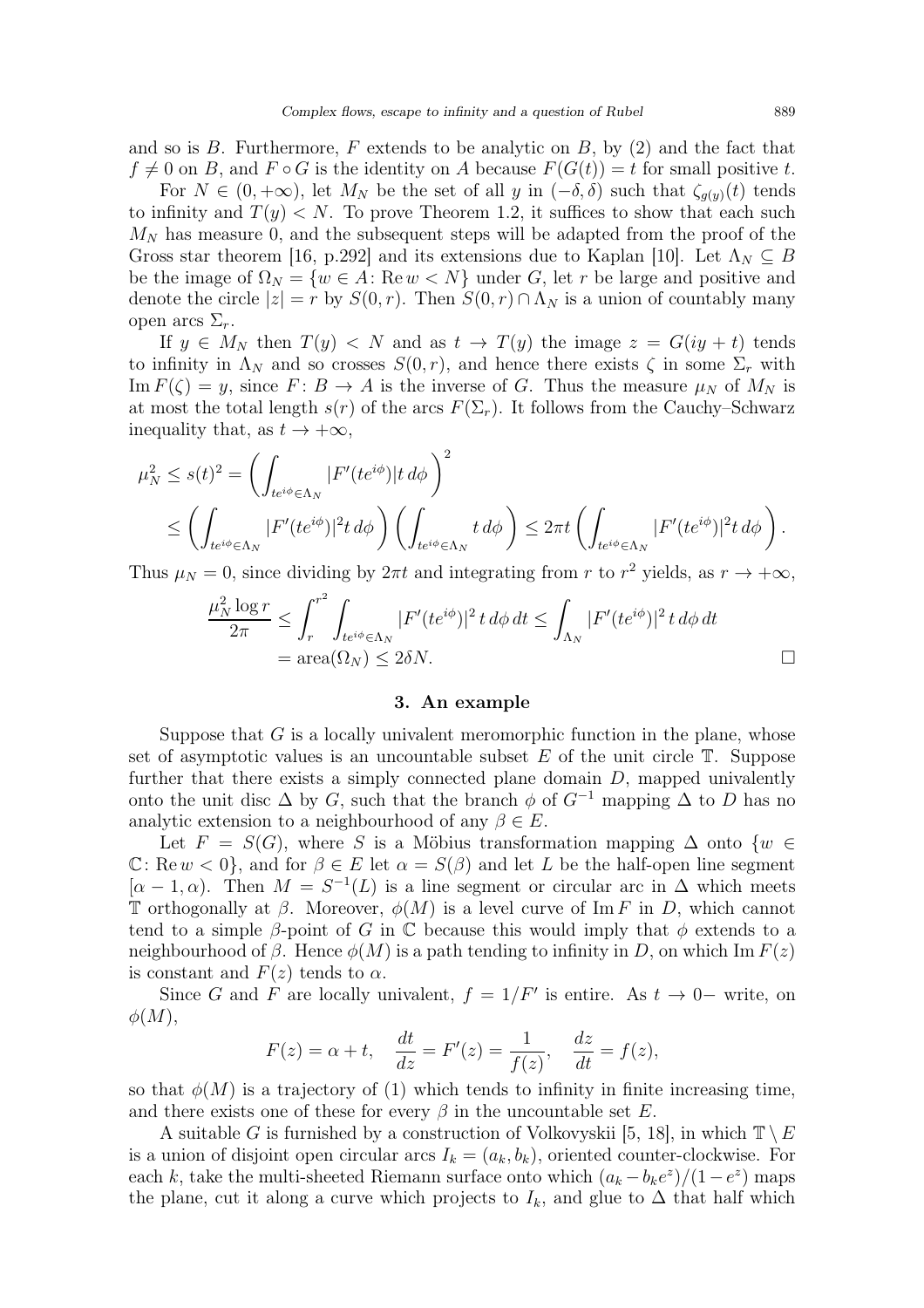and so is $B$. Furthermore, $F$ extends to be analytic on $B$, by (2) and the fact that $f \neq 0$ on $B$, and $F \circ G$ is the identity on $A$ because $F(G(t)) = t$ for small positive $t$.

For $N \in (0, +\infty)$, let $M_N$ be the set of all $y$ in $(-\delta, \delta)$ such that $\zeta_{g(y)}(t)$ tends to infinity and $T(y) < N$. To prove Theorem 1.2, it suffices to show that each such $M_N$ has measure 0, and the subsequent steps will be adapted from the proof of the Gross star theorem [16, p.292] and its extensions due to Kaplan [10]. Let $\Lambda_N \subseteq B$ be the image of $\Omega_N = \{w \in A \colon \operatorname{Re} w < N\}$ under $G$, let $r$ be large and positive and denote the circle $|z| = r$ by $S(0, r)$. Then $S(0, r) \cap \Lambda_N$ is a union of countably many open arcs $\Sigma_r$.

If $y \in M_N$ then $T(y) < N$ and as $t \to T(y)$ the image $z = G(iy + t)$ tends to infinity in $\Lambda_N$ and so crosses $S(0, r)$, and hence there exists $\zeta$ in some $\Sigma_r$ with $\operatorname{Im} F(\zeta) = y$, since $F \colon B \to A$ is the inverse of $G$. Thus the measure $\mu_N$ of $M_N$ is at most the total length $s(r)$ of the arcs $F(\Sigma_r)$. It follows from the Cauchy–Schwarz inequality that, as $t \to +\infty$,

$$
\begin{aligned}
\mu_N^2 \leq s(t)^2 &= \left( \int_{te^{i\phi} \in \Lambda_N} |F'(te^{i\phi})| t \, d\phi \right)^2 \\
&\leq \left( \int_{te^{i\phi} \in \Lambda_N} |F'(te^{i\phi})|^2 t \, d\phi \right) \left( \int_{te^{i\phi} \in \Lambda_N} t \, d\phi \right) \leq 2\pi t \left( \int_{te^{i\phi} \in \Lambda_N} |F'(te^{i\phi})|^2 t \, d\phi \right).
\end{aligned}
$$

Thus $\mu_N = 0$, since dividing by $2\pi t$ and integrating from $r$ to $r^2$ yields, as $r \to +\infty$,

$$
\begin{aligned}
\frac{\mu_N^2 \log r}{2\pi} &\leq \int_r^{r^2} \int_{te^{i\phi} \in \Lambda_N} |F'(te^{i\phi})|^2 \, t \, d\phi \, dt \leq \int_{\Lambda_N} |F'(te^{i\phi})|^2 \, t \, d\phi \, dt \\
&= \operatorname{area}(\Omega_N) \leq 2\delta N. \qquad \square
\end{aligned}
$$

## 3. An example

Suppose that $G$ is a locally univalent meromorphic function in the plane, whose set of asymptotic values is an uncountable subset $E$ of the unit circle $\mathbb{T}$. Suppose further that there exists a simply connected plane domain $D$, mapped univalently onto the unit disc $\Delta$ by $G$, such that the branch $\phi$ of $G^{-1}$ mapping $\Delta$ to $D$ has no analytic extension to a neighbourhood of any $\beta \in E$.

Let $F = S(G)$, where $S$ is a Möbius transformation mapping $\Delta$ onto $\{w \in \mathbb{C} \colon \operatorname{Re} w < 0\}$, and for $\beta \in E$ let $\alpha = S(\beta)$ and let $L$ be the half-open line segment $[\alpha - 1, \alpha)$. Then $M = S^{-1}(L)$ is a line segment or circular arc in $\Delta$ which meets $\mathbb{T}$ orthogonally at $\beta$. Moreover, $\phi(M)$ is a level curve of $\operatorname{Im} F$ in $D$, which cannot tend to a simple $\beta$-point of $G$ in $\mathbb{C}$ because this would imply that $\phi$ extends to a neighbourhood of $\beta$. Hence $\phi(M)$ is a path tending to infinity in $D$, on which $\operatorname{Im} F(z)$ is constant and $F(z)$ tends to $\alpha$.

Since $G$ and $F$ are locally univalent, $f = 1/F'$ is entire. As $t \to 0-$ write, on $\phi(M)$,

$$
F(z) = \alpha + t, \quad \frac{dt}{dz} = F'(z) = \frac{1}{f(z)}, \quad \frac{dz}{dt} = f(z),
$$

so that $\phi(M)$ is a trajectory of (1) which tends to infinity in finite increasing time, and there exists one of these for every $\beta$ in the uncountable set $E$.

A suitable $G$ is furnished by a construction of Volkovyskii [5, 18], in which $\mathbb{T} \setminus E$ is a union of disjoint open circular arcs $I_k = (a_k, b_k)$, oriented counter-clockwise. For each $k$, take the multi-sheeted Riemann surface onto which $(a_k - b_k e^z)/(1 - e^z)$ maps the plane, cut it along a curve which projects to $I_k$, and glue to $\Delta$ that half which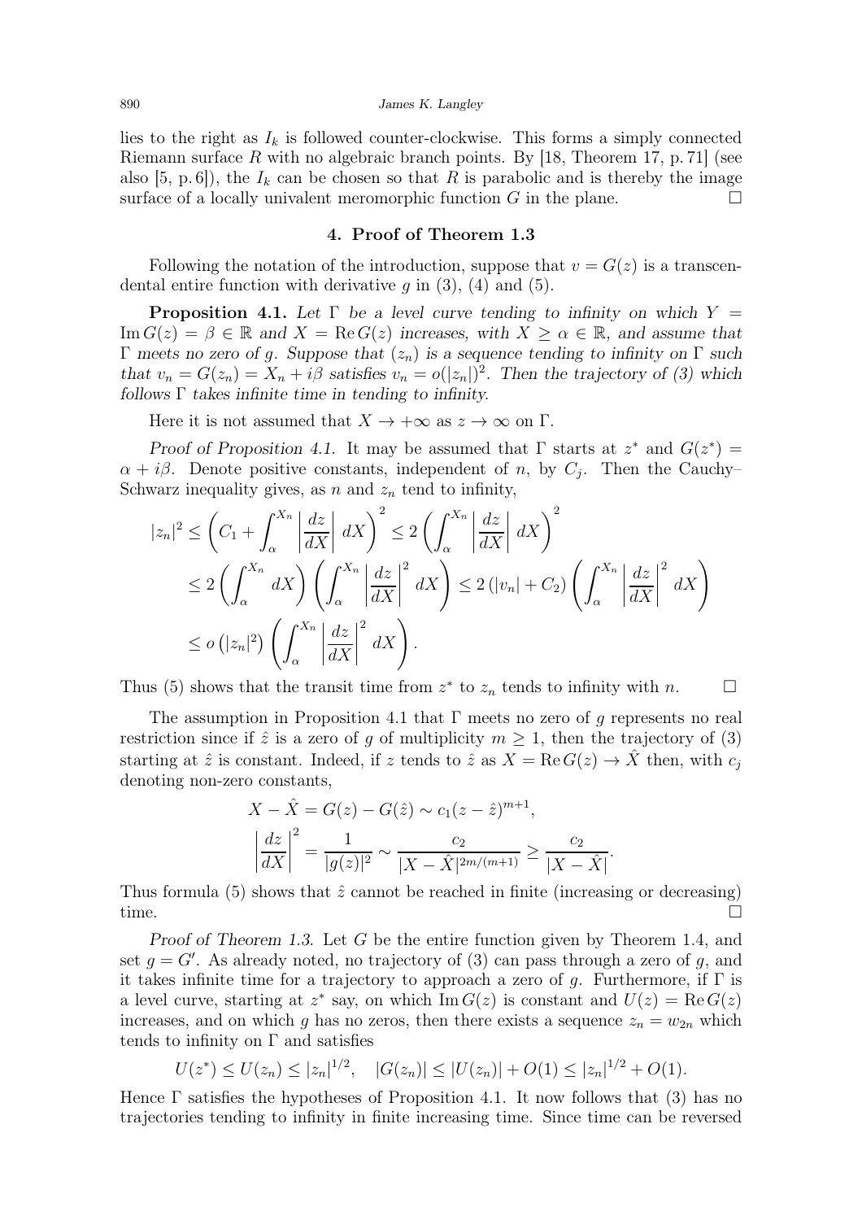lies to the right as $I_k$ is followed counter-clockwise. This forms a simply connected Riemann surface $R$ with no algebraic branch points. By [18, Theorem 17, p. 71] (see also [5, p. 6]), the $I_k$ can be chosen so that $R$ is parabolic and is thereby the image surface of a locally univalent meromorphic function $G$ in the plane. □

## 4. Proof of Theorem 1.3

Following the notation of the introduction, suppose that $v = G(z)$ is a transcendental entire function with derivative $g$ in (3), (4) and (5).

**Proposition 4.1.** *Let $\Gamma$ be a level curve tending to infinity on which $Y = \operatorname{Im} G(z) = \beta \in \mathbb{R}$ and $X = \operatorname{Re} G(z)$ increases, with $X \geq \alpha \in \mathbb{R}$, and assume that $\Gamma$ meets no zero of $g$. Suppose that $(z_n)$ is a sequence tending to infinity on $\Gamma$ such that $v_n = G(z_n) = X_n + i\beta$ satisfies $v_n = o(|z_n|)^2$. Then the trajectory of (3) which follows $\Gamma$ takes infinite time in tending to infinity.*

Here it is not assumed that $X \to +\infty$ as $z \to \infty$ on $\Gamma$.

*Proof of Proposition 4.1.* It may be assumed that $\Gamma$ starts at $z^*$ and $G(z^*) = \alpha + i\beta$. Denote positive constants, independent of $n$, by $C_j$. Then the Cauchy–Schwarz inequality gives, as $n$ and $z_n$ tend to infinity,

$$
\begin{aligned}
|z_n|^2 &\leq \left( C_1 + \int_\alpha^{X_n} \left| \frac{dz}{dX} \right| dX \right)^2 \leq 2 \left( \int_\alpha^{X_n} \left| \frac{dz}{dX} \right| dX \right)^2 \\
&\leq 2 \left( \int_\alpha^{X_n} dX \right) \left( \int_\alpha^{X_n} \left| \frac{dz}{dX} \right|^2 dX \right) \leq 2 \left( |v_n| + C_2 \right) \left( \int_\alpha^{X_n} \left| \frac{dz}{dX} \right|^2 dX \right) \\
&\leq o\left( |z_n|^2 \right) \left( \int_\alpha^{X_n} \left| \frac{dz}{dX} \right|^2 dX \right).
\end{aligned}
$$

Thus (5) shows that the transit time from $z^*$ to $z_n$ tends to infinity with $n$. □

The assumption in Proposition 4.1 that $\Gamma$ meets no zero of $g$ represents no real restriction since if $\hat{z}$ is a zero of $g$ of multiplicity $m \geq 1$, then the trajectory of (3) starting at $\hat{z}$ is constant. Indeed, if $z$ tends to $\hat{z}$ as $X = \operatorname{Re} G(z) \to \hat{X}$ then, with $c_j$ denoting non-zero constants,

$$
\begin{aligned}
X - \hat{X} &= G(z) - G(\hat{z}) \sim c_1 (z - \hat{z})^{m+1}, \\
\left| \frac{dz}{dX} \right|^2 &= \frac{1}{|g(z)|^2} \sim \frac{c_2}{|X - \hat{X}|^{2m/(m+1)}} \geq \frac{c_2}{|X - \hat{X}|}.
\end{aligned}
$$

Thus formula (5) shows that $\hat{z}$ cannot be reached in finite (increasing or decreasing) time. □

*Proof of Theorem 1.3.* Let $G$ be the entire function given by Theorem 1.4, and set $g = G'$. As already noted, no trajectory of (3) can pass through a zero of $g$, and it takes infinite time for a trajectory to approach a zero of $g$. Furthermore, if $\Gamma$ is a level curve, starting at $z^*$ say, on which $\operatorname{Im} G(z)$ is constant and $U(z) = \operatorname{Re} G(z)$ increases, and on which $g$ has no zeros, then there exists a sequence $z_n = w_{2n}$ which tends to infinity on $\Gamma$ and satisfies

$$
U(z^*) \leq U(z_n) \leq |z_n|^{1/2}, \quad |G(z_n)| \leq |U(z_n)| + O(1) \leq |z_n|^{1/2} + O(1).
$$

Hence $\Gamma$ satisfies the hypotheses of Proposition 4.1. It now follows that (3) has no trajectories tending to infinity in finite increasing time. Since time can be reversed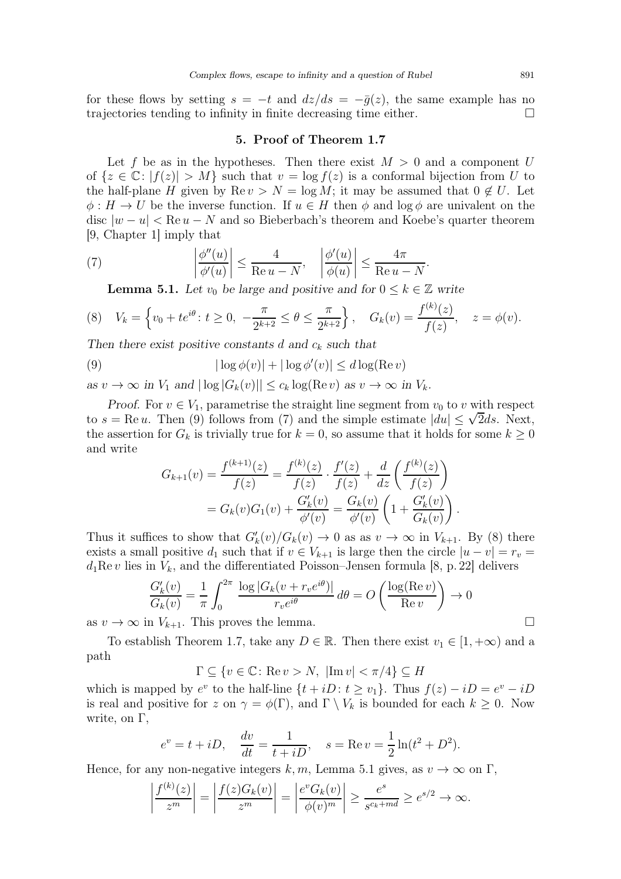for these flows by setting $s = -t$ and $dz/ds = -\bar{g}(z)$, the same example has no trajectories tending to infinity in finite decreasing time either. $\square$

## 5. Proof of Theorem 1.7

Let $f$ be as in the hypotheses. Then there exist $M > 0$ and a component $U$ of $\{z \in \mathbb{C}\colon |f(z)| > M\}$ such that $v = \log f(z)$ is a conformal bijection from $U$ to the half-plane $H$ given by $\operatorname{Re} v > N = \log M$; it may be assumed that $0 \notin U$. Let $\phi : H \to U$ be the inverse function. If $u \in H$ then $\phi$ and $\log \phi$ are univalent on the disc $|w - u| < \operatorname{Re} u - N$ and so Bieberbach's theorem and Koebe's quarter theorem [9, Chapter 1] imply that

$$\left| \frac{\phi''(u)}{\phi'(u)} \right| \leq \frac{4}{\operatorname{Re} u - N}, \quad \left| \frac{\phi'(u)}{\phi(u)} \right| \leq \frac{4\pi}{\operatorname{Re} u - N}. \tag{7}$$

**Lemma 5.1.** *Let $v_0$ be large and positive and for $0 \leq k \in \mathbb{Z}$ write*

$$V_k = \left\{ v_0 + te^{i\theta}\colon t \geq 0,\ -\frac{\pi}{2^{k+2}} \leq \theta \leq \frac{\pi}{2^{k+2}} \right\}, \quad G_k(v) = \frac{f^{(k)}(z)}{f(z)}, \quad z = \phi(v). \tag{8}$$

*Then there exist positive constants $d$ and $c_k$ such that*

$$|\log \phi(v)| + |\log \phi'(v)| \leq d \log(\operatorname{Re} v) \tag{9}$$

*as $v \to \infty$ in $V_1$ and $|\log |G_k(v)|| \leq c_k \log(\operatorname{Re} v)$ as $v \to \infty$ in $V_k$.*

*Proof.* For $v \in V_1$, parametrise the straight line segment from $v_0$ to $v$ with respect to $s = \operatorname{Re} u$. Then (9) follows from (7) and the simple estimate $|du| \leq \sqrt{2} ds$. Next, the assertion for $G_k$ is trivially true for $k = 0$, so assume that it holds for some $k \geq 0$ and write

$$\begin{aligned}
G_{k+1}(v) = \frac{f^{(k+1)}(z)}{f(z)} &= \frac{f^{(k)}(z)}{f(z)} \cdot \frac{f'(z)}{f(z)} + \frac{d}{dz}\left( \frac{f^{(k)}(z)}{f(z)} \right) \\
&= G_k(v)G_1(v) + \frac{G_k'(v)}{\phi'(v)} = \frac{G_k(v)}{\phi'(v)} \left( 1 + \frac{G_k'(v)}{G_k(v)} \right).
\end{aligned}$$

Thus it suffices to show that $G_k'(v)/G_k(v) \to 0$ as as $v \to \infty$ in $V_{k+1}$. By (8) there exists a small positive $d_1$ such that if $v \in V_{k+1}$ is large then the circle $|u - v| = r_v = d_1 \operatorname{Re} v$ lies in $V_k$, and the differentiated Poisson–Jensen formula [8, p. 22] delivers

$$\frac{G_k'(v)}{G_k(v)} = \frac{1}{\pi} \int_0^{2\pi} \frac{\log |G_k(v + r_v e^{i\theta})|}{r_v e^{i\theta}}\, d\theta = O\left( \frac{\log(\operatorname{Re} v)}{\operatorname{Re} v} \right) \to 0$$

as $v \to \infty$ in $V_{k+1}$. This proves the lemma. $\square$

To establish Theorem 1.7, take any $D \in \mathbb{R}$. Then there exist $v_1 \in [1, +\infty)$ and a path

$$\Gamma \subseteq \{v \in \mathbb{C}\colon \operatorname{Re} v > N,\ |\operatorname{Im} v| < \pi/4\} \subseteq H$$

which is mapped by $e^v$ to the half-line $\{t + iD\colon t \geq v_1\}$. Thus $f(z) - iD = e^v - iD$ is real and positive for $z$ on $\gamma = \phi(\Gamma)$, and $\Gamma \setminus V_k$ is bounded for each $k \geq 0$. Now write, on $\Gamma$,

$$e^v = t + iD, \quad \frac{dv}{dt} = \frac{1}{t + iD}, \quad s = \operatorname{Re} v = \frac{1}{2} \ln(t^2 + D^2).$$

Hence, for any non-negative integers $k, m$, Lemma 5.1 gives, as $v \to \infty$ on $\Gamma$,

$$\left| \frac{f^{(k)}(z)}{z^m} \right| = \left| \frac{f(z)G_k(v)}{z^m} \right| = \left| \frac{e^v G_k(v)}{\phi(v)^m} \right| \geq \frac{e^s}{s^{c_k + md}} \geq e^{s/2} \to \infty.$$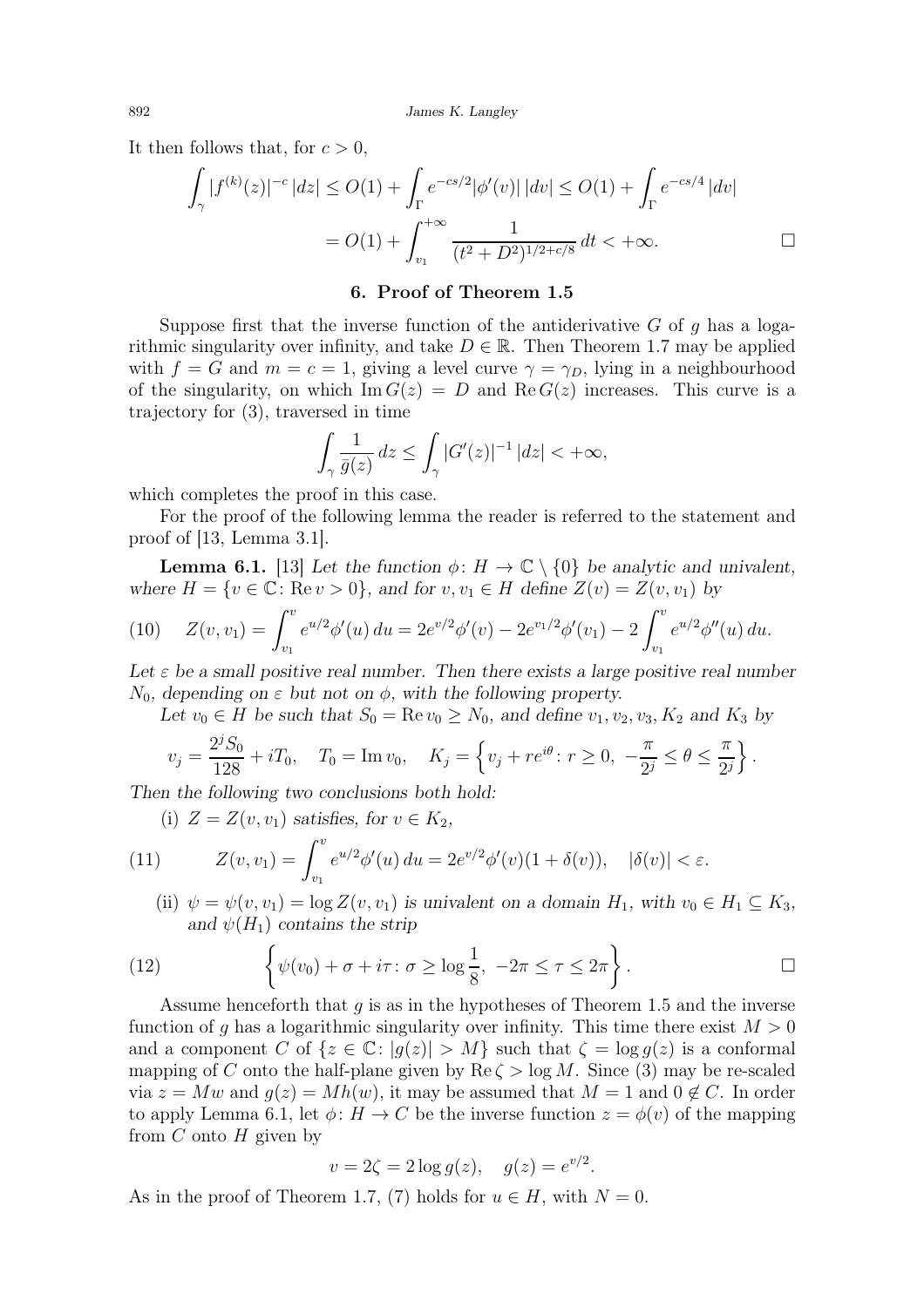It then follows that, for $c > 0$,

$$\int_\gamma |f^{(k)}(z)|^{-c}\,|dz| \le O(1) + \int_\Gamma e^{-cs/2}|\phi'(v)|\,|dv| \le O(1) + \int_\Gamma e^{-cs/4}\,|dv|$$
$$= O(1) + \int_{v_1}^{+\infty} \frac{1}{(t^2+D^2)^{1/2+c/8}}\,dt < +\infty. \qquad \square$$

## 6. Proof of Theorem 1.5

Suppose first that the inverse function of the antiderivative $G$ of $g$ has a logarithmic singularity over infinity, and take $D \in \mathbb{R}$. Then Theorem 1.7 may be applied with $f = G$ and $m = c = 1$, giving a level curve $\gamma = \gamma_D$, lying in a neighbourhood of the singularity, on which $\operatorname{Im} G(z) = D$ and $\operatorname{Re} G(z)$ increases. This curve is a trajectory for (3), traversed in time

$$\int_\gamma \frac{1}{\bar{g}(z)}\,dz \le \int_\gamma |G'(z)|^{-1}\,|dz| < +\infty,$$

which completes the proof in this case.

For the proof of the following lemma the reader is referred to the statement and proof of [13, Lemma 3.1].

**Lemma 6.1.** [13] *Let the function $\phi\colon H \to \mathbb{C}\setminus\{0\}$ be analytic and univalent, where $H = \{v \in \mathbb{C}\colon \operatorname{Re} v > 0\}$, and for $v, v_1 \in H$ define $Z(v) = Z(v, v_1)$ by*

$$(10)\qquad Z(v, v_1) = \int_{v_1}^{v} e^{u/2}\phi'(u)\,du = 2e^{v/2}\phi'(v) - 2e^{v_1/2}\phi'(v_1) - 2\int_{v_1}^{v} e^{u/2}\phi''(u)\,du.$$

*Let $\varepsilon$ be a small positive real number. Then there exists a large positive real number $N_0$, depending on $\varepsilon$ but not on $\phi$, with the following property.*

*Let $v_0 \in H$ be such that $S_0 = \operatorname{Re} v_0 \ge N_0$, and define $v_1, v_2, v_3, K_2$ and $K_3$ by*

$$v_j = \frac{2^j S_0}{128} + iT_0, \quad T_0 = \operatorname{Im} v_0, \quad K_j = \left\{ v_j + re^{i\theta}\colon r \ge 0,\ -\frac{\pi}{2^j} \le \theta \le \frac{\pi}{2^j} \right\}.$$

*Then the following two conclusions both hold:*

(i) *$Z = Z(v, v_1)$ satisfies, for $v \in K_2$,*

$$(11)\qquad Z(v, v_1) = \int_{v_1}^{v} e^{u/2}\phi'(u)\,du = 2e^{v/2}\phi'(v)(1 + \delta(v)), \quad |\delta(v)| < \varepsilon.$$

(ii) *$\psi = \psi(v, v_1) = \log Z(v, v_1)$ is univalent on a domain $H_1$, with $v_0 \in H_1 \subseteq K_3$, and $\psi(H_1)$ contains the strip*

$$(12)\qquad \left\{ \psi(v_0) + \sigma + i\tau\colon \sigma \ge \log\frac{1}{8},\ -2\pi \le \tau \le 2\pi \right\}. \qquad \square$$

Assume henceforth that $g$ is as in the hypotheses of Theorem 1.5 and the inverse function of $g$ has a logarithmic singularity over infinity. This time there exist $M > 0$ and a component $C$ of $\{z \in \mathbb{C}\colon |g(z)| > M\}$ such that $\zeta = \log g(z)$ is a conformal mapping of $C$ onto the half-plane given by $\operatorname{Re}\zeta > \log M$. Since (3) may be re-scaled via $z = Mw$ and $g(z) = Mh(w)$, it may be assumed that $M = 1$ and $0 \notin C$. In order to apply Lemma 6.1, let $\phi\colon H \to C$ be the inverse function $z = \phi(v)$ of the mapping from $C$ onto $H$ given by

$$v = 2\zeta = 2\log g(z), \quad g(z) = e^{v/2}.$$

As in the proof of Theorem 1.7, (7) holds for $u \in H$, with $N = 0$.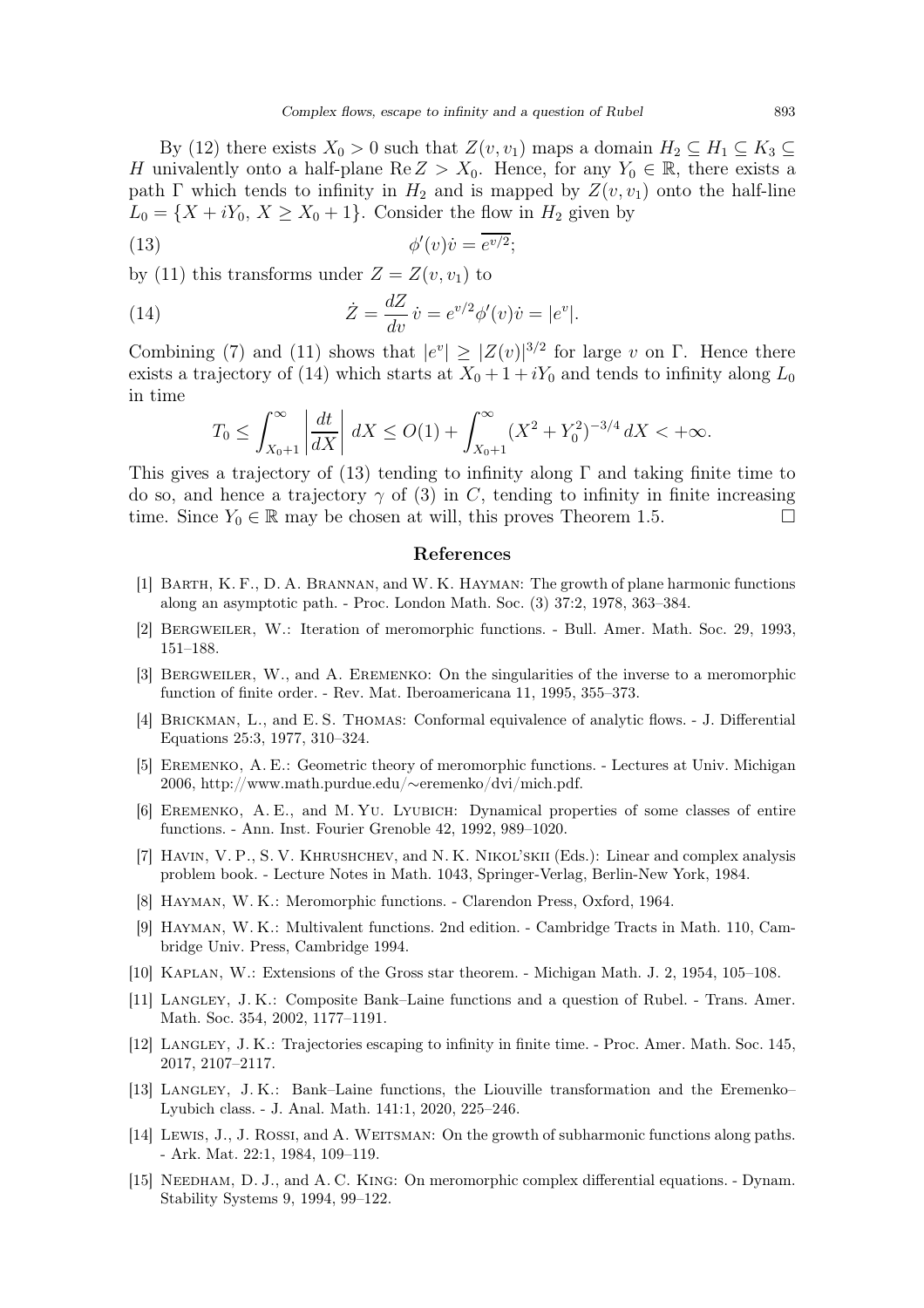By (12) there exists $X_0 > 0$ such that $Z(v, v_1)$ maps a domain $H_2 \subseteq H_1 \subseteq K_3 \subseteq H$ univalently onto a half-plane $\operatorname{Re} Z > X_0$. Hence, for any $Y_0 \in \mathbb{R}$, there exists a path $\Gamma$ which tends to infinity in $H_2$ and is mapped by $Z(v, v_1)$ onto the half-line $L_0 = \{X + iY_0,\ X \geq X_0 + 1\}$. Consider the flow in $H_2$ given by

$$\phi'(v)\dot{v} = \overline{e^{v/2}}; \tag{13}$$

by (11) this transforms under $Z = Z(v, v_1)$ to

$$\dot{Z} = \frac{dZ}{dv}\,\dot{v} = e^{v/2}\phi'(v)\dot{v} = |e^v|. \tag{14}$$

Combining (7) and (11) shows that $|e^v| \geq |Z(v)|^{3/2}$ for large $v$ on $\Gamma$. Hence there exists a trajectory of (14) which starts at $X_0 + 1 + iY_0$ and tends to infinity along $L_0$ in time

$$T_0 \leq \int_{X_0+1}^{\infty} \left| \frac{dt}{dX} \right| \, dX \leq O(1) + \int_{X_0+1}^{\infty} (X^2 + Y_0^2)^{-3/4} \, dX < +\infty.$$

This gives a trajectory of (13) tending to infinity along $\Gamma$ and taking finite time to do so, and hence a trajectory $\gamma$ of (3) in $C$, tending to infinity in finite increasing time. Since $Y_0 \in \mathbb{R}$ may be chosen at will, this proves Theorem 1.5. $\square$

## References

[1] Barth, K. F., D. A. Brannan, and W. K. Hayman: The growth of plane harmonic functions along an asymptotic path. - Proc. London Math. Soc. (3) 37:2, 1978, 363–384.

[2] Bergweiler, W.: Iteration of meromorphic functions. - Bull. Amer. Math. Soc. 29, 1993, 151–188.

[3] Bergweiler, W., and A. Eremenko: On the singularities of the inverse to a meromorphic function of finite order. - Rev. Mat. Iberoamericana 11, 1995, 355–373.

[4] Brickman, L., and E. S. Thomas: Conformal equivalence of analytic flows. - J. Differential Equations 25:3, 1977, 310–324.

[5] Eremenko, A. E.: Geometric theory of meromorphic functions. - Lectures at Univ. Michigan 2006, http://www.math.purdue.edu/∼eremenko/dvi/mich.pdf.

[6] Eremenko, A. E., and M. Yu. Lyubich: Dynamical properties of some classes of entire functions. - Ann. Inst. Fourier Grenoble 42, 1992, 989–1020.

[7] Havin, V. P., S. V. Khrushchev, and N. K. Nikol'skii (Eds.): Linear and complex analysis problem book. - Lecture Notes in Math. 1043, Springer-Verlag, Berlin-New York, 1984.

[8] Hayman, W. K.: Meromorphic functions. - Clarendon Press, Oxford, 1964.

[9] Hayman, W. K.: Multivalent functions. 2nd edition. - Cambridge Tracts in Math. 110, Cambridge Univ. Press, Cambridge 1994.

[10] Kaplan, W.: Extensions of the Gross star theorem. - Michigan Math. J. 2, 1954, 105–108.

[11] Langley, J. K.: Composite Bank–Laine functions and a question of Rubel. - Trans. Amer. Math. Soc. 354, 2002, 1177–1191.

[12] Langley, J. K.: Trajectories escaping to infinity in finite time. - Proc. Amer. Math. Soc. 145, 2017, 2107–2117.

[13] Langley, J. K.: Bank–Laine functions, the Liouville transformation and the Eremenko–Lyubich class. - J. Anal. Math. 141:1, 2020, 225–246.

[14] Lewis, J., J. Rossi, and A. Weitsman: On the growth of subharmonic functions along paths. - Ark. Mat. 22:1, 1984, 109–119.

[15] Needham, D. J., and A. C. King: On meromorphic complex differential equations. - Dynam. Stability Systems 9, 1994, 99–122.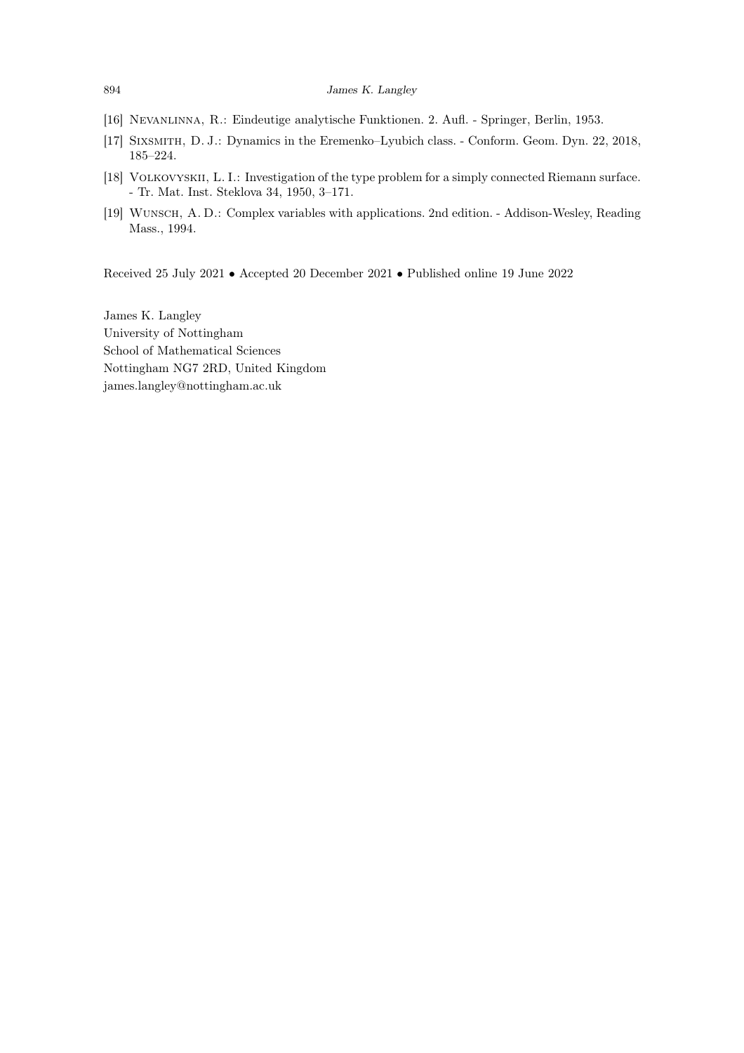[16] Nevanlinna, R.: Eindeutige analytische Funktionen. 2. Aufl. - Springer, Berlin, 1953.

[17] Sixsmith, D. J.: Dynamics in the Eremenko–Lyubich class. - Conform. Geom. Dyn. 22, 2018, 185–224.

[18] Volkovyskii, L. I.: Investigation of the type problem for a simply connected Riemann surface. - Tr. Mat. Inst. Steklova 34, 1950, 3–171.

[19] Wunsch, A. D.: Complex variables with applications. 2nd edition. - Addison-Wesley, Reading Mass., 1994.

Received 25 July 2021 • Accepted 20 December 2021 • Published online 19 June 2022

James K. Langley
University of Nottingham
School of Mathematical Sciences
Nottingham NG7 2RD, United Kingdom
james.langley@nottingham.ac.uk